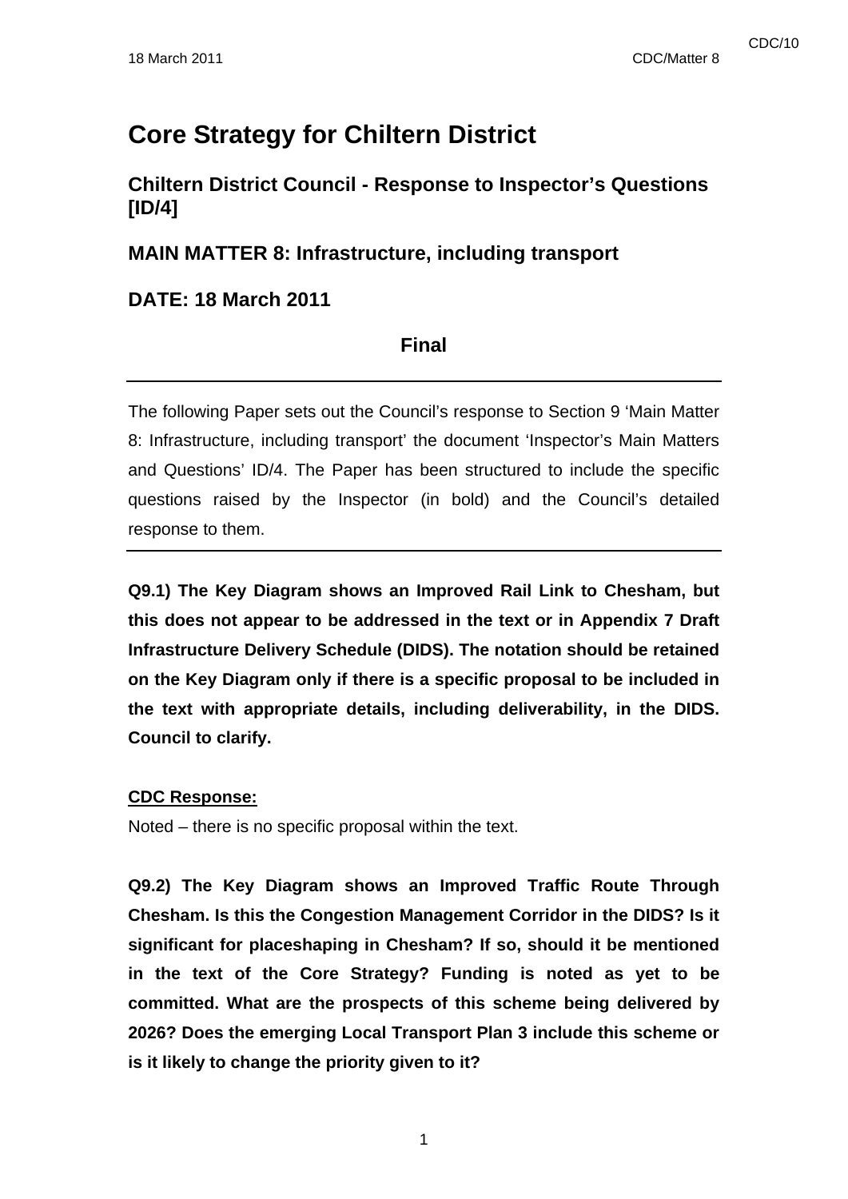# Core Strategy for Chiltern District

## Chiltern District Council - Response to Inspector's Questions [ID/4]

## MAIN MATTER 8: Infrastructure, including transport

## DATE: 18 March 2011

**Final**

---

The following Paper sets out the Council's response to Section 9 'Main Matter 8: Infrastructure, including transport' the document 'Inspector's Main Matters and Questions' ID/4. The Paper has been structured to include the specific questions raised by the Inspector (in bold) and the Council's detailed response to them.

---

**Q9.1) The Key Diagram shows an Improved Rail Link to Chesham, but this does not appear to be addressed in the text or in Appendix 7 Draft Infrastructure Delivery Schedule (DIDS). The notation should be retained on the Key Diagram only if there is a specific proposal to be included in the text with appropriate details, including deliverability, in the DIDS. Council to clarify.**

**CDC Response:**

Noted – there is no specific proposal within the text.

**Q9.2) The Key Diagram shows an Improved Traffic Route Through Chesham. Is this the Congestion Management Corridor in the DIDS? Is it significant for placeshaping in Chesham? If so, should it be mentioned in the text of the Core Strategy? Funding is noted as yet to be committed. What are the prospects of this scheme being delivered by 2026? Does the emerging Local Transport Plan 3 include this scheme or is it likely to change the priority given to it?**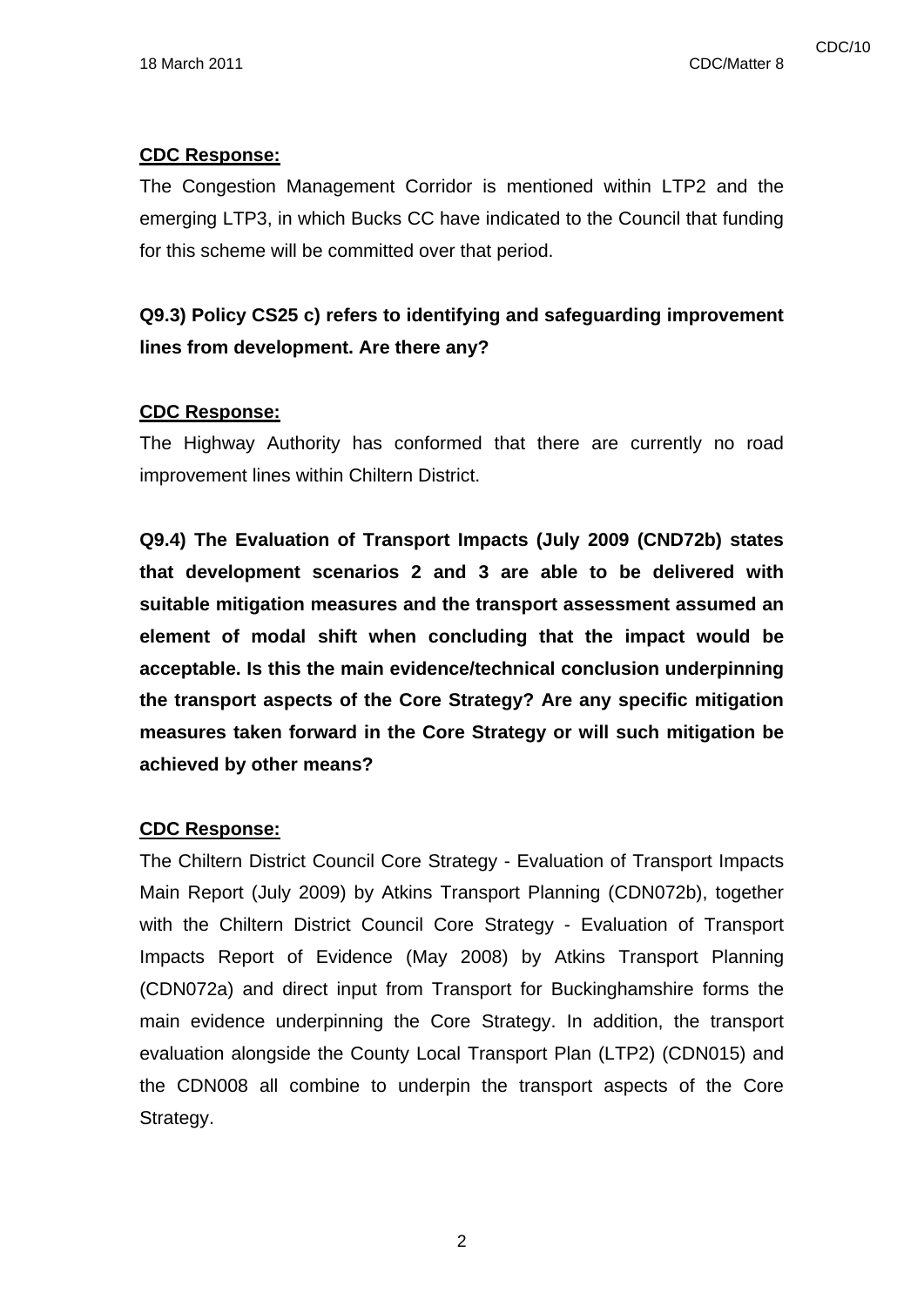**CDC Response:**

The Congestion Management Corridor is mentioned within LTP2 and the emerging LTP3, in which Bucks CC have indicated to the Council that funding for this scheme will be committed over that period.

**Q9.3) Policy CS25 c) refers to identifying and safeguarding improvement lines from development. Are there any?**

**CDC Response:**

The Highway Authority has conformed that there are currently no road improvement lines within Chiltern District.

**Q9.4) The Evaluation of Transport Impacts (July 2009 (CND72b) states that development scenarios 2 and 3 are able to be delivered with suitable mitigation measures and the transport assessment assumed an element of modal shift when concluding that the impact would be acceptable. Is this the main evidence/technical conclusion underpinning the transport aspects of the Core Strategy? Are any specific mitigation measures taken forward in the Core Strategy or will such mitigation be achieved by other means?**

**CDC Response:**

The Chiltern District Council Core Strategy - Evaluation of Transport Impacts Main Report (July 2009) by Atkins Transport Planning (CDN072b), together with the Chiltern District Council Core Strategy - Evaluation of Transport Impacts Report of Evidence (May 2008) by Atkins Transport Planning (CDN072a) and direct input from Transport for Buckinghamshire forms the main evidence underpinning the Core Strategy. In addition, the transport evaluation alongside the County Local Transport Plan (LTP2) (CDN015) and the CDN008 all combine to underpin the transport aspects of the Core Strategy.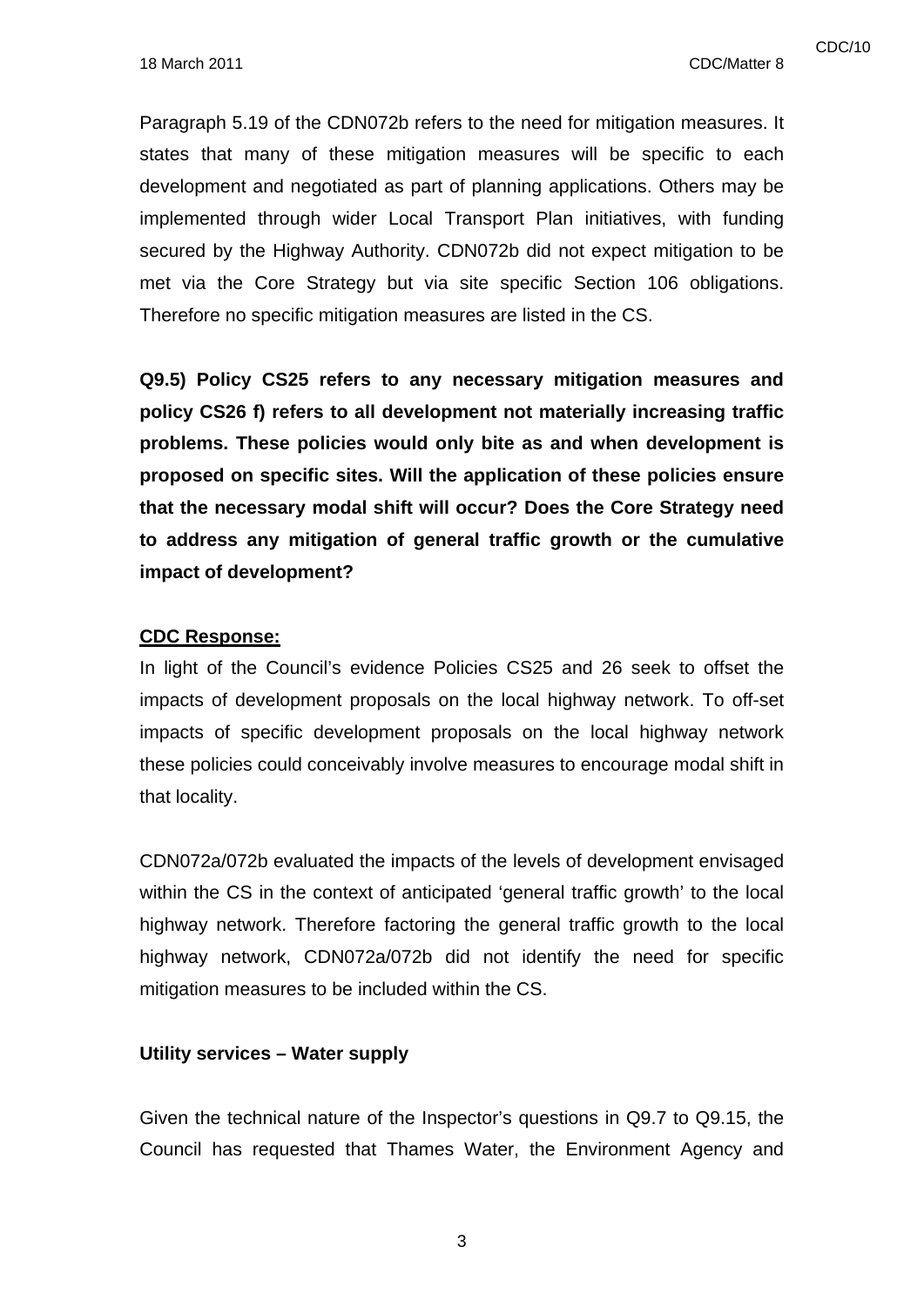Paragraph 5.19 of the CDN072b refers to the need for mitigation measures. It states that many of these mitigation measures will be specific to each development and negotiated as part of planning applications. Others may be implemented through wider Local Transport Plan initiatives, with funding secured by the Highway Authority. CDN072b did not expect mitigation to be met via the Core Strategy but via site specific Section 106 obligations. Therefore no specific mitigation measures are listed in the CS.

**Q9.5) Policy CS25 refers to any necessary mitigation measures and policy CS26 f) refers to all development not materially increasing traffic problems. These policies would only bite as and when development is proposed on specific sites. Will the application of these policies ensure that the necessary modal shift will occur? Does the Core Strategy need to address any mitigation of general traffic growth or the cumulative impact of development?**

**CDC Response:**

In light of the Council's evidence Policies CS25 and 26 seek to offset the impacts of development proposals on the local highway network. To off-set impacts of specific development proposals on the local highway network these policies could conceivably involve measures to encourage modal shift in that locality.

CDN072a/072b evaluated the impacts of the levels of development envisaged within the CS in the context of anticipated 'general traffic growth' to the local highway network. Therefore factoring the general traffic growth to the local highway network, CDN072a/072b did not identify the need for specific mitigation measures to be included within the CS.

**Utility services – Water supply**

Given the technical nature of the Inspector's questions in Q9.7 to Q9.15, the Council has requested that Thames Water, the Environment Agency and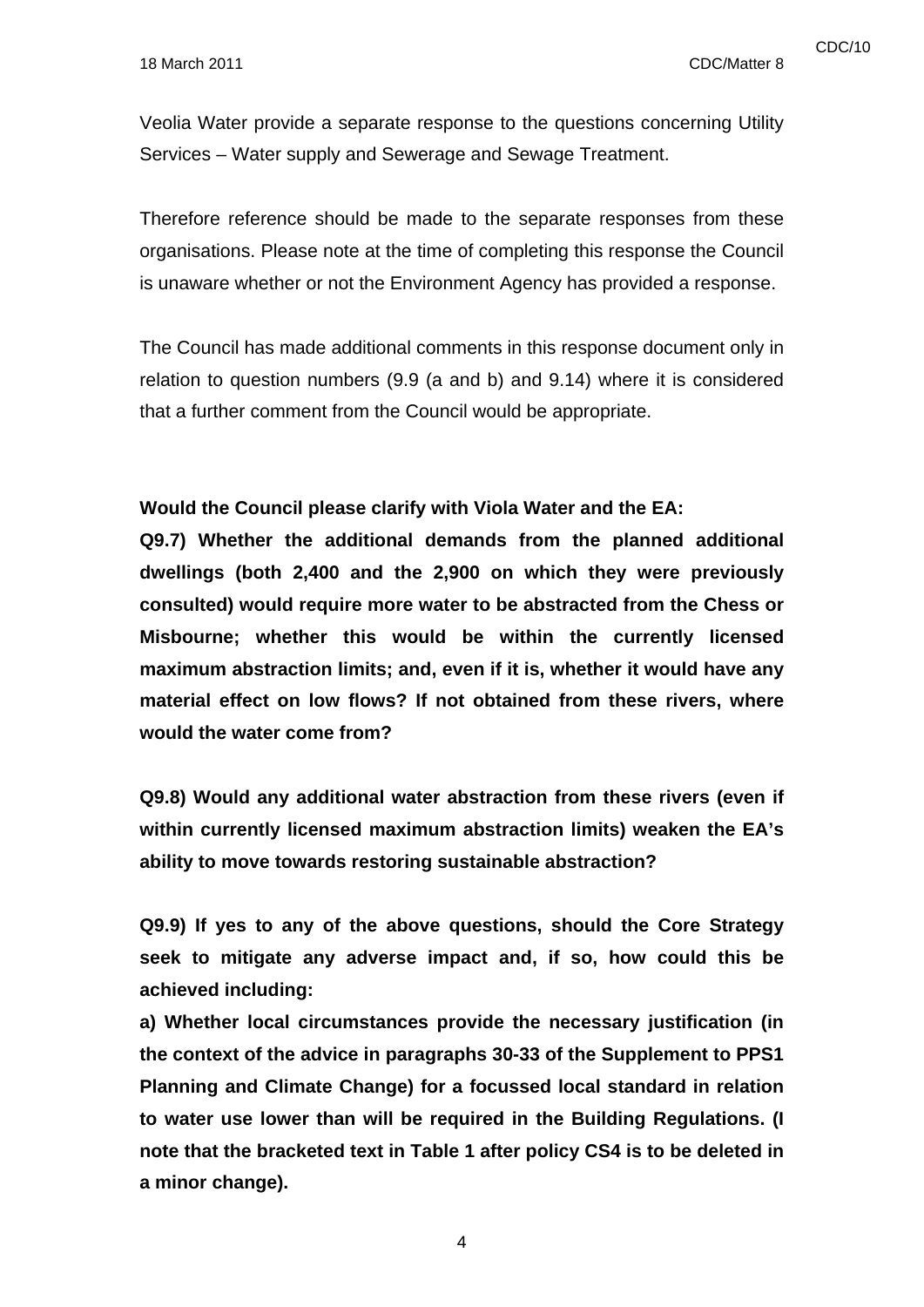Veolia Water provide a separate response to the questions concerning Utility Services – Water supply and Sewerage and Sewage Treatment.

Therefore reference should be made to the separate responses from these organisations. Please note at the time of completing this response the Council is unaware whether or not the Environment Agency has provided a response.

The Council has made additional comments in this response document only in relation to question numbers (9.9 (a and b) and 9.14) where it is considered that a further comment from the Council would be appropriate.

**Would the Council please clarify with Viola Water and the EA:**

**Q9.7) Whether the additional demands from the planned additional dwellings (both 2,400 and the 2,900 on which they were previously consulted) would require more water to be abstracted from the Chess or Misbourne; whether this would be within the currently licensed maximum abstraction limits; and, even if it is, whether it would have any material effect on low flows? If not obtained from these rivers, where would the water come from?**

**Q9.8) Would any additional water abstraction from these rivers (even if within currently licensed maximum abstraction limits) weaken the EA's ability to move towards restoring sustainable abstraction?**

**Q9.9) If yes to any of the above questions, should the Core Strategy seek to mitigate any adverse impact and, if so, how could this be achieved including:**

**a) Whether local circumstances provide the necessary justification (in the context of the advice in paragraphs 30-33 of the Supplement to PPS1 Planning and Climate Change) for a focussed local standard in relation to water use lower than will be required in the Building Regulations. (I note that the bracketed text in Table 1 after policy CS4 is to be deleted in a minor change).**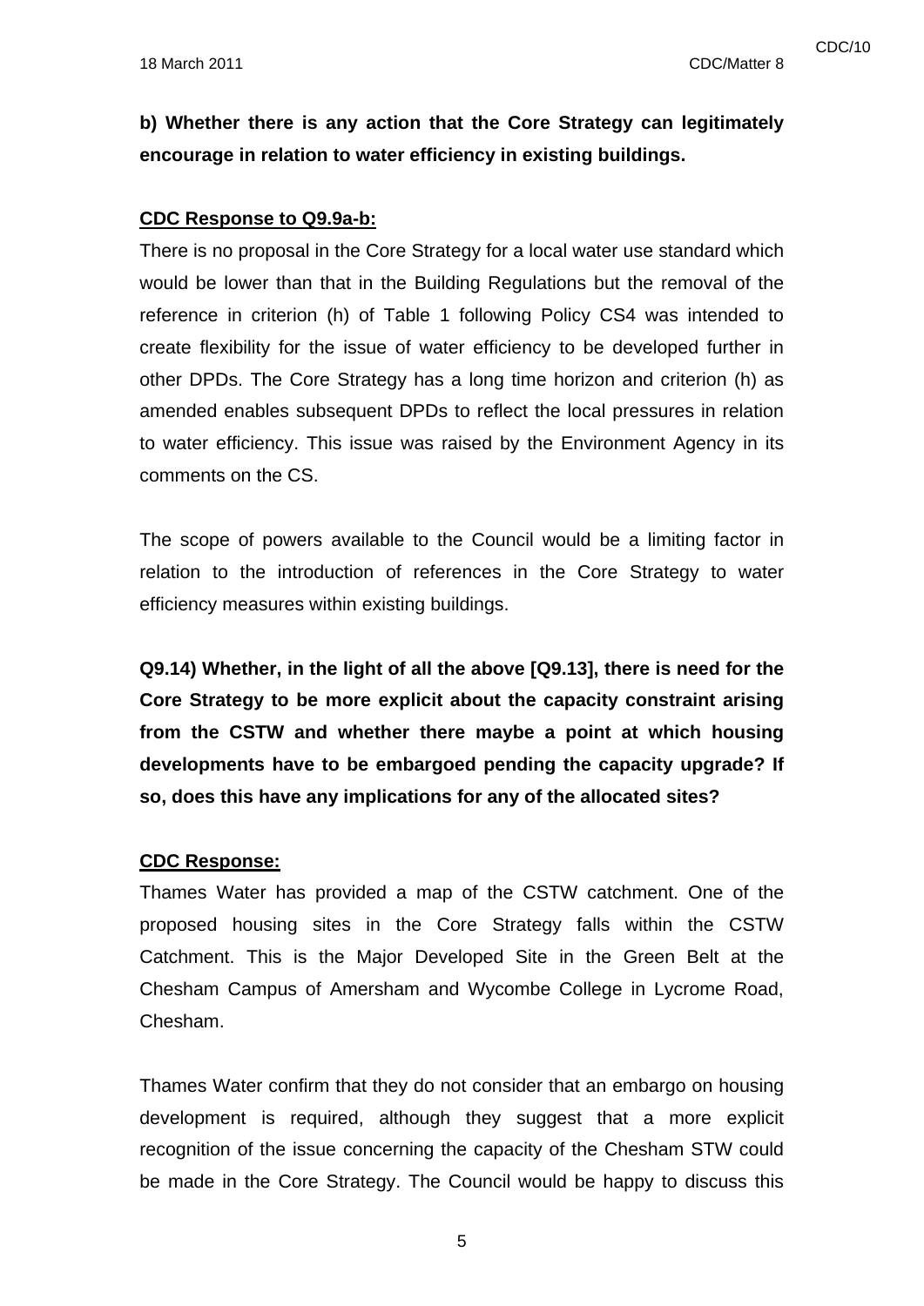**b) Whether there is any action that the Core Strategy can legitimately encourage in relation to water efficiency in existing buildings.**

**CDC Response to Q9.9a-b:**

There is no proposal in the Core Strategy for a local water use standard which would be lower than that in the Building Regulations but the removal of the reference in criterion (h) of Table 1 following Policy CS4 was intended to create flexibility for the issue of water efficiency to be developed further in other DPDs. The Core Strategy has a long time horizon and criterion (h) as amended enables subsequent DPDs to reflect the local pressures in relation to water efficiency. This issue was raised by the Environment Agency in its comments on the CS.

The scope of powers available to the Council would be a limiting factor in relation to the introduction of references in the Core Strategy to water efficiency measures within existing buildings.

**Q9.14) Whether, in the light of all the above [Q9.13], there is need for the Core Strategy to be more explicit about the capacity constraint arising from the CSTW and whether there maybe a point at which housing developments have to be embargoed pending the capacity upgrade? If so, does this have any implications for any of the allocated sites?**

**CDC Response:**

Thames Water has provided a map of the CSTW catchment. One of the proposed housing sites in the Core Strategy falls within the CSTW Catchment. This is the Major Developed Site in the Green Belt at the Chesham Campus of Amersham and Wycombe College in Lycrome Road, Chesham.

Thames Water confirm that they do not consider that an embargo on housing development is required, although they suggest that a more explicit recognition of the issue concerning the capacity of the Chesham STW could be made in the Core Strategy. The Council would be happy to discuss this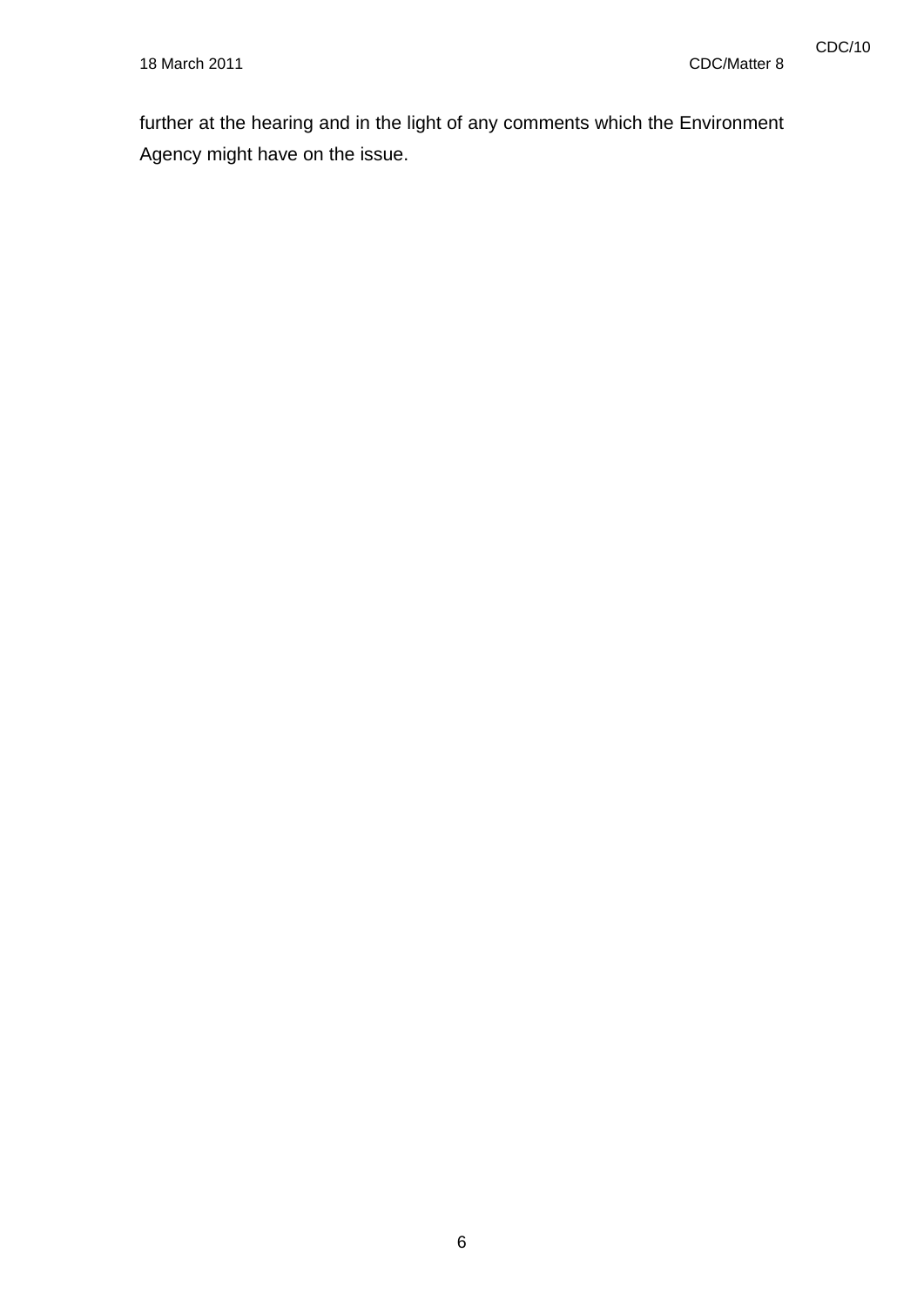further at the hearing and in the light of any comments which the Environment Agency might have on the issue.